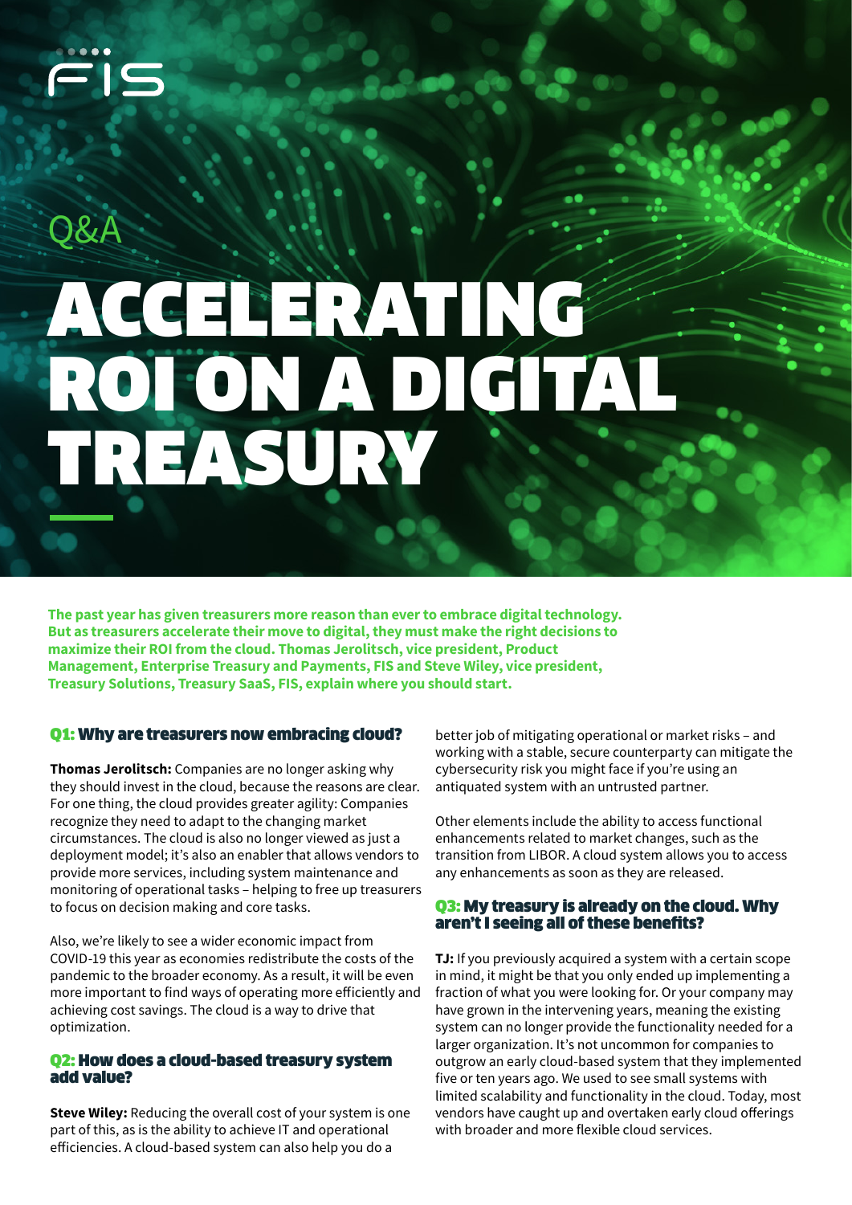Q&A

# ACCELERATING ROI ON A DIGITAL TREASURY

**The past year has given treasurers more reason than ever to embrace digital technology. But as treasurers accelerate their move to digital, they must make the right decisions to maximize their ROI from the cloud. Thomas Jerolitsch, vice president, Product Management, Enterprise Treasury and Payments, FIS and Steve Wiley, vice president, Treasury Solutions, Treasury SaaS, FIS, explain where you should start.**

## Q1: Why are treasurers now embracing cloud?

**Thomas Jerolitsch:** Companies are no longer asking why they should invest in the cloud, because the reasons are clear. For one thing, the cloud provides greater agility: Companies recognize they need to adapt to the changing market circumstances. The cloud is also no longer viewed as just a deployment model; it's also an enabler that allows vendors to provide more services, including system maintenance and monitoring of operational tasks – helping to free up treasurers to focus on decision making and core tasks.

Also, we're likely to see a wider economic impact from COVID-19 this year as economies redistribute the costs of the pandemic to the broader economy. As a result, it will be even more important to find ways of operating more efficiently and achieving cost savings. The cloud is a way to drive that optimization.

## Q2: How does a cloud-based treasury system add value?

**Steve Wiley:** Reducing the overall cost of your system is one part of this, as is the ability to achieve IT and operational efficiencies. A cloud-based system can also help you do a better job of mitigating operational or market risks – and working with a stable, secure counterparty can mitigate the cybersecurity risk you might face if you're using an antiquated system with an untrusted partner.

Other elements include the ability to access functional enhancements related to market changes, such as the transition from LIBOR. A cloud system allows you to access any enhancements as soon as they are released.

## Q3: My treasury is already on the cloud. Why aren't I seeing all of these benefits?

**TJ:** If you previously acquired a system with a certain scope in mind, it might be that you only ended up implementing a fraction of what you were looking for. Or your company may have grown in the intervening years, meaning the existing system can no longer provide the functionality needed for a larger organization. It's not uncommon for companies to outgrow an early cloud-based system that they implemented five or ten years ago. We used to see small systems with limited scalability and functionality in the cloud. Today, most vendors have caught up and overtaken early cloud offerings with broader and more flexible cloud services.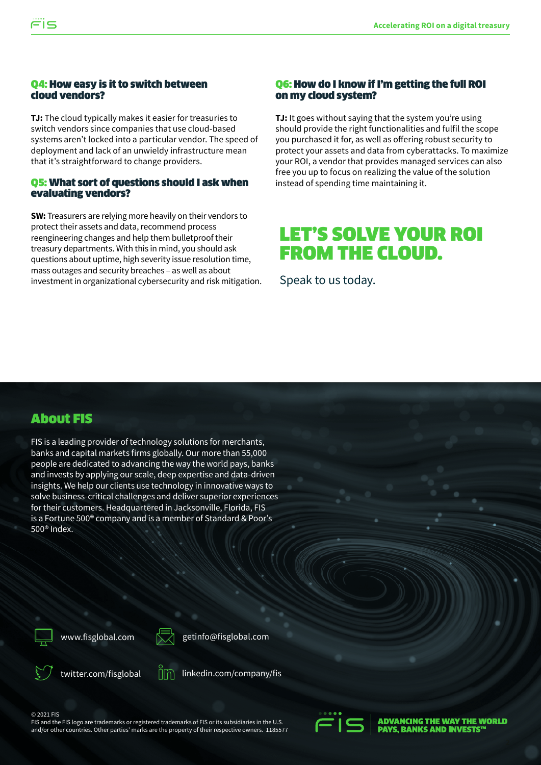## Q4: How easy is it to switch between cloud vendors?

**TJ:** The cloud typically makes it easier for treasuries to switch vendors since companies that use cloud-based systems aren't locked into a particular vendor. The speed of deployment and lack of an unwieldy infrastructure mean that it's straightforward to change providers.

## Q5: What sort of questions should I ask when evaluating vendors?

**SW:** Treasurers are relying more heavily on their vendors to protect their assets and data, recommend process reengineering changes and help them bulletproof their treasury departments. With this in mind, you should ask questions about uptime, high severity issue resolution time, mass outages and security breaches – as well as about investment in organizational cybersecurity and risk mitigation.

## Q6: How do I know if I'm getting the full ROI on my cloud system?

**TJ:** It goes without saying that the system you're using should provide the right functionalities and fulfil the scope you purchased it for, as well as offering robust security to protect your assets and data from cyberattacks. To maximize your ROI, a vendor that provides managed services can also free you up to focus on realizing the value of the solution instead of spending time maintaining it.

# LET'S SOLVE YOUR ROI FROM THE CLOUD.

Speak to us today.

## About FIS

FIS is a leading provider of technology solutions for merchants, banks and capital markets firms globally. Our more than 55,000 people are dedicated to advancing the way the world pays, banks and invests by applying our scale, deep expertise and data-driven insights. We help our clients use technology in innovative ways to solve business-critical challenges and deliver superior experiences for their customers. Headquartered in Jacksonville, Florida, FIS is a Fortune 500® company and is a member of Standard & Poor's 500® Index.

www.fisglobal.com

getinfo@fisglobal.com

twitter.com/fisglobal

linkedin.com/company/fis

© 2021 FIS
FIS and the FIS logo are trademarks or registered trademarks of FIS or its subsidiaries in the U.S. and/or other countries. Other parties' marks are the property of their respective owners. 1185577

ADVANCING THE WAY THE WORLD PAYS, BANKS AND INVESTS™